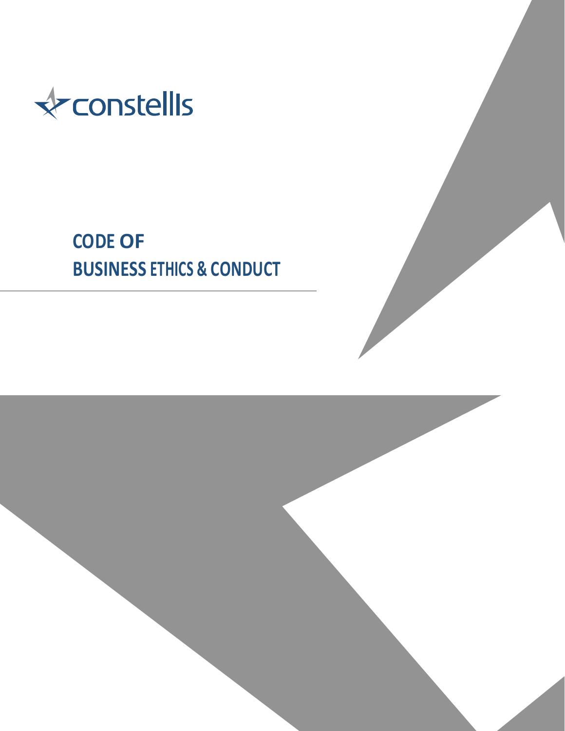constellis

# CODE OF BUSINESS ETHICS & CONDUCT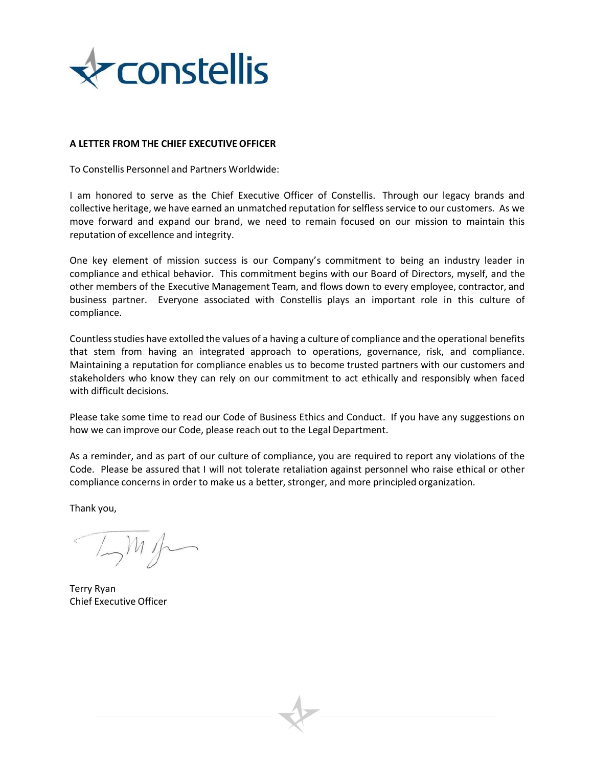**A LETTER FROM THE CHIEF EXECUTIVE OFFICER**

To Constellis Personnel and Partners Worldwide:

I am honored to serve as the Chief Executive Officer of Constellis. Through our legacy brands and collective heritage, we have earned an unmatched reputation for selfless service to our customers. As we move forward and expand our brand, we need to remain focused on our mission to maintain this reputation of excellence and integrity.

One key element of mission success is our Company's commitment to being an industry leader in compliance and ethical behavior. This commitment begins with our Board of Directors, myself, and the other members of the Executive Management Team, and flows down to every employee, contractor, and business partner. Everyone associated with Constellis plays an important role in this culture of compliance.

Countless studies have extolled the values of a having a culture of compliance and the operational benefits that stem from having an integrated approach to operations, governance, risk, and compliance. Maintaining a reputation for compliance enables us to become trusted partners with our customers and stakeholders who know they can rely on our commitment to act ethically and responsibly when faced with difficult decisions.

Please take some time to read our Code of Business Ethics and Conduct. If you have any suggestions on how we can improve our Code, please reach out to the Legal Department.

As a reminder, and as part of our culture of compliance, you are required to report any violations of the Code. Please be assured that I will not tolerate retaliation against personnel who raise ethical or other compliance concerns in order to make us a better, stronger, and more principled organization.

Thank you,

Terry Ryan
Chief Executive Officer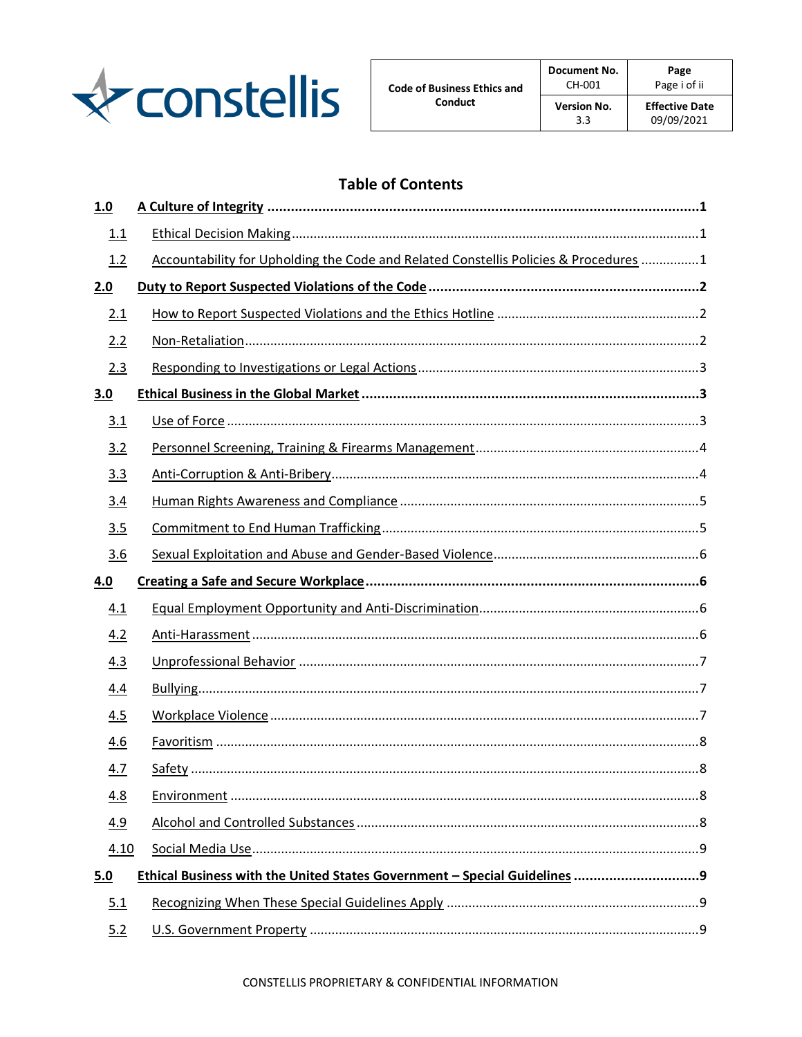## Table of Contents

| | | |
|---|---|---|
| **1.0** | **A Culture of Integrity** | **1** |
| 1.1 | Ethical Decision Making | 1 |
| 1.2 | Accountability for Upholding the Code and Related Constellis Policies & Procedures | 1 |
| **2.0** | **Duty to Report Suspected Violations of the Code** | **2** |
| 2.1 | How to Report Suspected Violations and the Ethics Hotline | 2 |
| 2.2 | Non-Retaliation | 2 |
| 2.3 | Responding to Investigations or Legal Actions | 3 |
| **3.0** | **Ethical Business in the Global Market** | **3** |
| 3.1 | Use of Force | 3 |
| 3.2 | Personnel Screening, Training & Firearms Management | 4 |
| 3.3 | Anti-Corruption & Anti-Bribery | 4 |
| 3.4 | Human Rights Awareness and Compliance | 5 |
| 3.5 | Commitment to End Human Trafficking | 5 |
| 3.6 | Sexual Exploitation and Abuse and Gender-Based Violence | 6 |
| **4.0** | **Creating a Safe and Secure Workplace** | **6** |
| 4.1 | Equal Employment Opportunity and Anti-Discrimination | 6 |
| 4.2 | Anti-Harassment | 6 |
| 4.3 | Unprofessional Behavior | 7 |
| 4.4 | Bullying | 7 |
| 4.5 | Workplace Violence | 7 |
| 4.6 | Favoritism | 8 |
| 4.7 | Safety | 8 |
| 4.8 | Environment | 8 |
| 4.9 | Alcohol and Controlled Substances | 8 |
| 4.10 | Social Media Use | 9 |
| **5.0** | **Ethical Business with the United States Government – Special Guidelines** | **9** |
| 5.1 | Recognizing When These Special Guidelines Apply | 9 |
| 5.2 | U.S. Government Property | 9 |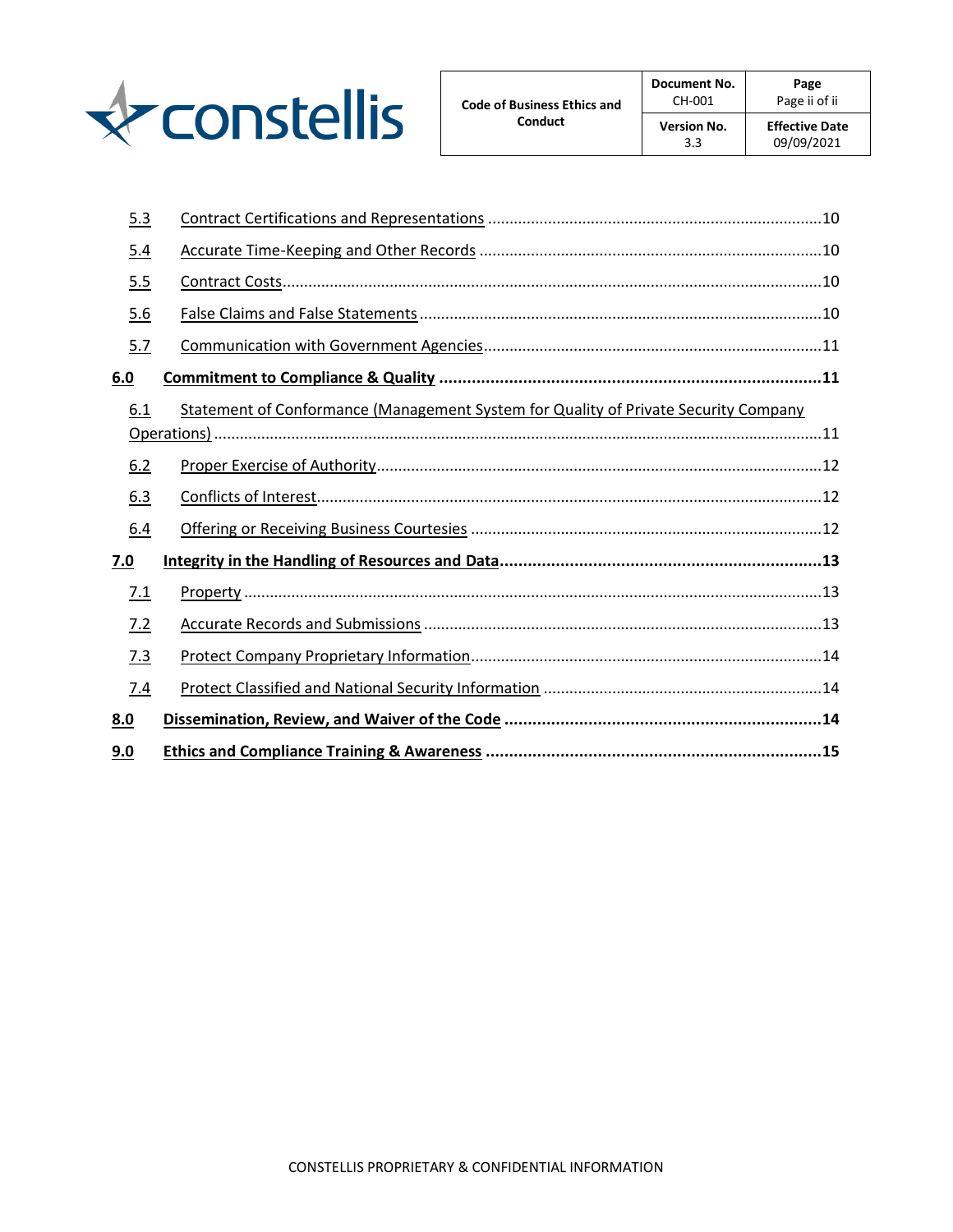5.3 Contract Certifications and Representations ............................................................................10

5.4 Accurate Time-Keeping and Other Records ...............................................................................10

5.5 Contract Costs............................................................................................................................10

5.6 False Claims and False Statements ............................................................................................10

5.7 Communication with Government Agencies.............................................................................11

**6.0 Commitment to Compliance & Quality .................................................................................11**

6.1 Statement of Conformance (Management System for Quality of Private Security Company Operations) ...........................................................................................................................11

6.2 Proper Exercise of Authority......................................................................................................12

6.3 Conflicts of Interest....................................................................................................................12

6.4 Offering or Receiving Business Courtesies ................................................................................12

**7.0 Integrity in the Handling of Resources and Data....................................................................13**

7.1 Property .....................................................................................................................................13

7.2 Accurate Records and Submissions ...........................................................................................13

7.3 Protect Company Proprietary Information................................................................................14

7.4 Protect Classified and National Security Information ...............................................................14

**8.0 Dissemination, Review, and Waiver of the Code ...................................................................14**

**9.0 Ethics and Compliance Training & Awareness .......................................................................15**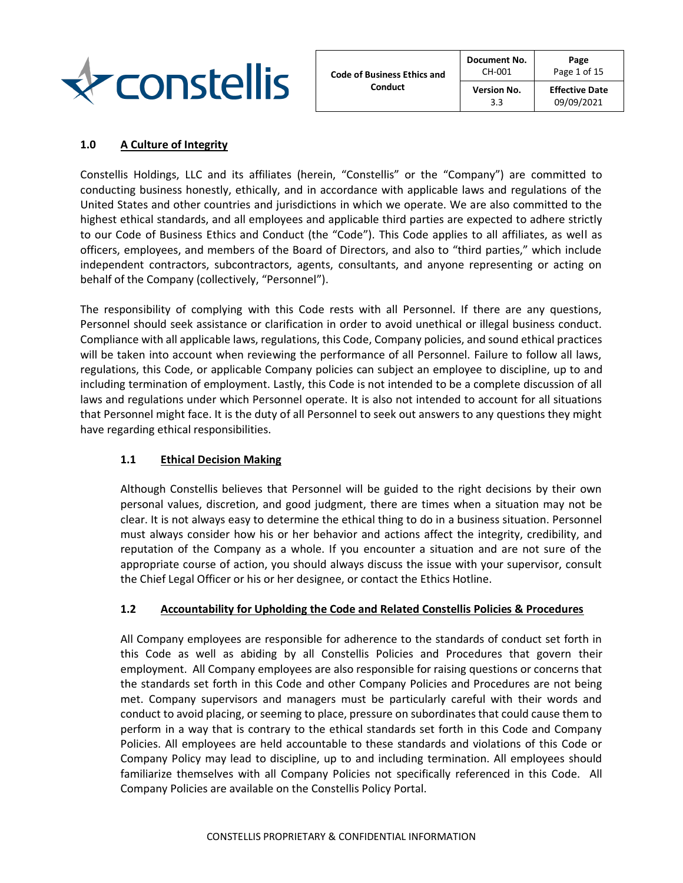## 1.0 A Culture of Integrity

Constellis Holdings, LLC and its affiliates (herein, "Constellis" or the "Company") are committed to conducting business honestly, ethically, and in accordance with applicable laws and regulations of the United States and other countries and jurisdictions in which we operate. We are also committed to the highest ethical standards, and all employees and applicable third parties are expected to adhere strictly to our Code of Business Ethics and Conduct (the "Code"). This Code applies to all affiliates, as well as officers, employees, and members of the Board of Directors, and also to "third parties," which include independent contractors, subcontractors, agents, consultants, and anyone representing or acting on behalf of the Company (collectively, "Personnel").

The responsibility of complying with this Code rests with all Personnel. If there are any questions, Personnel should seek assistance or clarification in order to avoid unethical or illegal business conduct. Compliance with all applicable laws, regulations, this Code, Company policies, and sound ethical practices will be taken into account when reviewing the performance of all Personnel. Failure to follow all laws, regulations, this Code, or applicable Company policies can subject an employee to discipline, up to and including termination of employment. Lastly, this Code is not intended to be a complete discussion of all laws and regulations under which Personnel operate. It is also not intended to account for all situations that Personnel might face. It is the duty of all Personnel to seek out answers to any questions they might have regarding ethical responsibilities.

### 1.1 Ethical Decision Making

Although Constellis believes that Personnel will be guided to the right decisions by their own personal values, discretion, and good judgment, there are times when a situation may not be clear. It is not always easy to determine the ethical thing to do in a business situation. Personnel must always consider how his or her behavior and actions affect the integrity, credibility, and reputation of the Company as a whole. If you encounter a situation and are not sure of the appropriate course of action, you should always discuss the issue with your supervisor, consult the Chief Legal Officer or his or her designee, or contact the Ethics Hotline.

### 1.2 Accountability for Upholding the Code and Related Constellis Policies & Procedures

All Company employees are responsible for adherence to the standards of conduct set forth in this Code as well as abiding by all Constellis Policies and Procedures that govern their employment. All Company employees are also responsible for raising questions or concerns that the standards set forth in this Code and other Company Policies and Procedures are not being met. Company supervisors and managers must be particularly careful with their words and conduct to avoid placing, or seeming to place, pressure on subordinates that could cause them to perform in a way that is contrary to the ethical standards set forth in this Code and Company Policies. All employees are held accountable to these standards and violations of this Code or Company Policy may lead to discipline, up to and including termination. All employees should familiarize themselves with all Company Policies not specifically referenced in this Code. All Company Policies are available on the Constellis Policy Portal.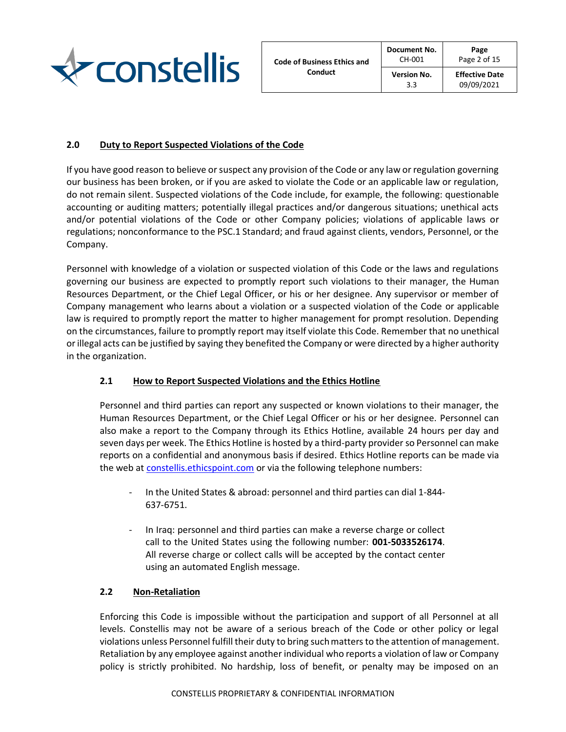## 2.0 Duty to Report Suspected Violations of the Code

If you have good reason to believe or suspect any provision of the Code or any law or regulation governing our business has been broken, or if you are asked to violate the Code or an applicable law or regulation, do not remain silent. Suspected violations of the Code include, for example, the following: questionable accounting or auditing matters; potentially illegal practices and/or dangerous situations; unethical acts and/or potential violations of the Code or other Company policies; violations of applicable laws or regulations; nonconformance to the PSC.1 Standard; and fraud against clients, vendors, Personnel, or the Company.

Personnel with knowledge of a violation or suspected violation of this Code or the laws and regulations governing our business are expected to promptly report such violations to their manager, the Human Resources Department, or the Chief Legal Officer, or his or her designee. Any supervisor or member of Company management who learns about a violation or a suspected violation of the Code or applicable law is required to promptly report the matter to higher management for prompt resolution. Depending on the circumstances, failure to promptly report may itself violate this Code. Remember that no unethical or illegal acts can be justified by saying they benefited the Company or were directed by a higher authority in the organization.

### 2.1 How to Report Suspected Violations and the Ethics Hotline

Personnel and third parties can report any suspected or known violations to their manager, the Human Resources Department, or the Chief Legal Officer or his or her designee. Personnel can also make a report to the Company through its Ethics Hotline, available 24 hours per day and seven days per week. The Ethics Hotline is hosted by a third-party provider so Personnel can make reports on a confidential and anonymous basis if desired. Ethics Hotline reports can be made via the web at [constellis.ethicspoint.com](constellis.ethicspoint.com) or via the following telephone numbers:

- In the United States & abroad: personnel and third parties can dial 1-844-637-6751.
- In Iraq: personnel and third parties can make a reverse charge or collect call to the United States using the following number: **001-5033526174**. All reverse charge or collect calls will be accepted by the contact center using an automated English message.

### 2.2 Non-Retaliation

Enforcing this Code is impossible without the participation and support of all Personnel at all levels. Constellis may not be aware of a serious breach of the Code or other policy or legal violations unless Personnel fulfill their duty to bring such matters to the attention of management. Retaliation by any employee against another individual who reports a violation of law or Company policy is strictly prohibited. No hardship, loss of benefit, or penalty may be imposed on an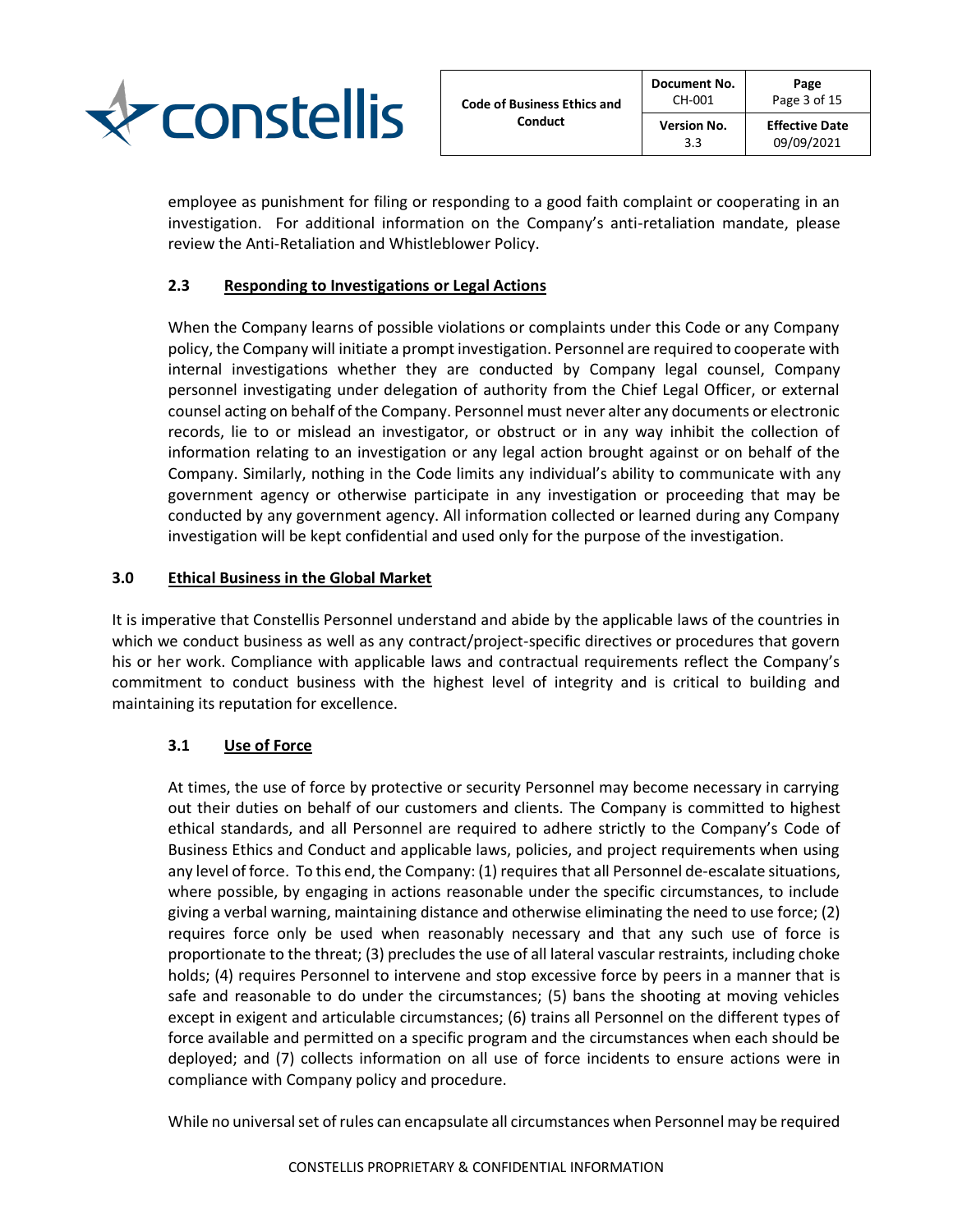employee as punishment for filing or responding to a good faith complaint or cooperating in an investigation. For additional information on the Company's anti-retaliation mandate, please review the Anti-Retaliation and Whistleblower Policy.

### 2.3 Responding to Investigations or Legal Actions

When the Company learns of possible violations or complaints under this Code or any Company policy, the Company will initiate a prompt investigation. Personnel are required to cooperate with internal investigations whether they are conducted by Company legal counsel, Company personnel investigating under delegation of authority from the Chief Legal Officer, or external counsel acting on behalf of the Company. Personnel must never alter any documents or electronic records, lie to or mislead an investigator, or obstruct or in any way inhibit the collection of information relating to an investigation or any legal action brought against or on behalf of the Company. Similarly, nothing in the Code limits any individual's ability to communicate with any government agency or otherwise participate in any investigation or proceeding that may be conducted by any government agency. All information collected or learned during any Company investigation will be kept confidential and used only for the purpose of the investigation.

## 3.0 Ethical Business in the Global Market

It is imperative that Constellis Personnel understand and abide by the applicable laws of the countries in which we conduct business as well as any contract/project-specific directives or procedures that govern his or her work. Compliance with applicable laws and contractual requirements reflect the Company's commitment to conduct business with the highest level of integrity and is critical to building and maintaining its reputation for excellence.

### 3.1 Use of Force

At times, the use of force by protective or security Personnel may become necessary in carrying out their duties on behalf of our customers and clients. The Company is committed to highest ethical standards, and all Personnel are required to adhere strictly to the Company's Code of Business Ethics and Conduct and applicable laws, policies, and project requirements when using any level of force. To this end, the Company: (1) requires that all Personnel de-escalate situations, where possible, by engaging in actions reasonable under the specific circumstances, to include giving a verbal warning, maintaining distance and otherwise eliminating the need to use force; (2) requires force only be used when reasonably necessary and that any such use of force is proportionate to the threat; (3) precludes the use of all lateral vascular restraints, including choke holds; (4) requires Personnel to intervene and stop excessive force by peers in a manner that is safe and reasonable to do under the circumstances; (5) bans the shooting at moving vehicles except in exigent and articulable circumstances; (6) trains all Personnel on the different types of force available and permitted on a specific program and the circumstances when each should be deployed; and (7) collects information on all use of force incidents to ensure actions were in compliance with Company policy and procedure.

While no universal set of rules can encapsulate all circumstances when Personnel may be required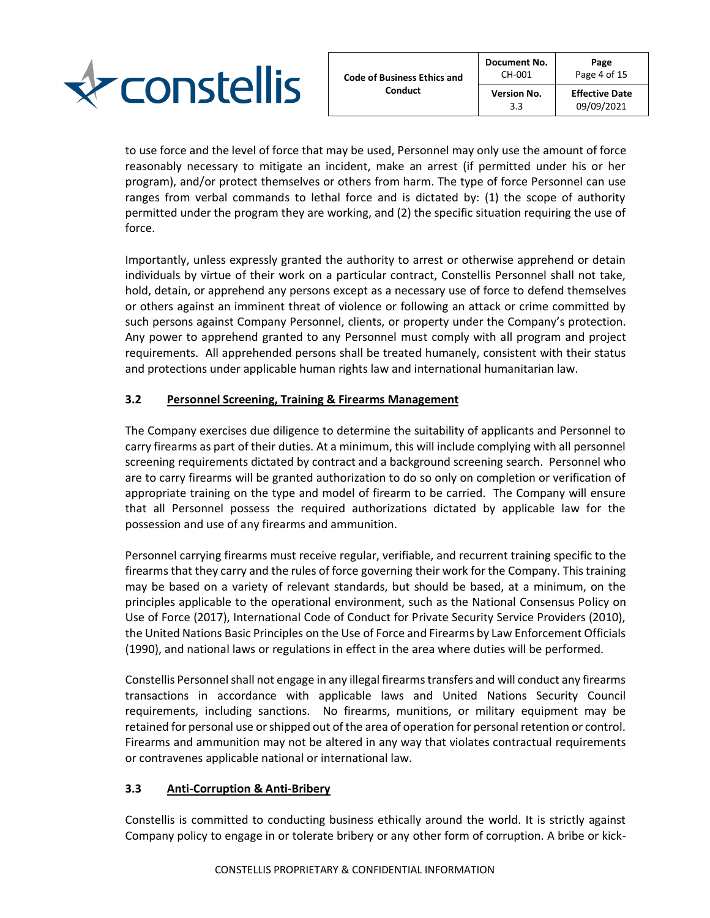to use force and the level of force that may be used, Personnel may only use the amount of force reasonably necessary to mitigate an incident, make an arrest (if permitted under his or her program), and/or protect themselves or others from harm. The type of force Personnel can use ranges from verbal commands to lethal force and is dictated by: (1) the scope of authority permitted under the program they are working, and (2) the specific situation requiring the use of force.

Importantly, unless expressly granted the authority to arrest or otherwise apprehend or detain individuals by virtue of their work on a particular contract, Constellis Personnel shall not take, hold, detain, or apprehend any persons except as a necessary use of force to defend themselves or others against an imminent threat of violence or following an attack or crime committed by such persons against Company Personnel, clients, or property under the Company's protection. Any power to apprehend granted to any Personnel must comply with all program and project requirements. All apprehended persons shall be treated humanely, consistent with their status and protections under applicable human rights law and international humanitarian law.

### 3.2 Personnel Screening, Training & Firearms Management

The Company exercises due diligence to determine the suitability of applicants and Personnel to carry firearms as part of their duties. At a minimum, this will include complying with all personnel screening requirements dictated by contract and a background screening search. Personnel who are to carry firearms will be granted authorization to do so only on completion or verification of appropriate training on the type and model of firearm to be carried. The Company will ensure that all Personnel possess the required authorizations dictated by applicable law for the possession and use of any firearms and ammunition.

Personnel carrying firearms must receive regular, verifiable, and recurrent training specific to the firearms that they carry and the rules of force governing their work for the Company. This training may be based on a variety of relevant standards, but should be based, at a minimum, on the principles applicable to the operational environment, such as the National Consensus Policy on Use of Force (2017), International Code of Conduct for Private Security Service Providers (2010), the United Nations Basic Principles on the Use of Force and Firearms by Law Enforcement Officials (1990), and national laws or regulations in effect in the area where duties will be performed.

Constellis Personnel shall not engage in any illegal firearms transfers and will conduct any firearms transactions in accordance with applicable laws and United Nations Security Council requirements, including sanctions. No firearms, munitions, or military equipment may be retained for personal use or shipped out of the area of operation for personal retention or control. Firearms and ammunition may not be altered in any way that violates contractual requirements or contravenes applicable national or international law.

### 3.3 Anti-Corruption & Anti-Bribery

Constellis is committed to conducting business ethically around the world. It is strictly against Company policy to engage in or tolerate bribery or any other form of corruption. A bribe or kick-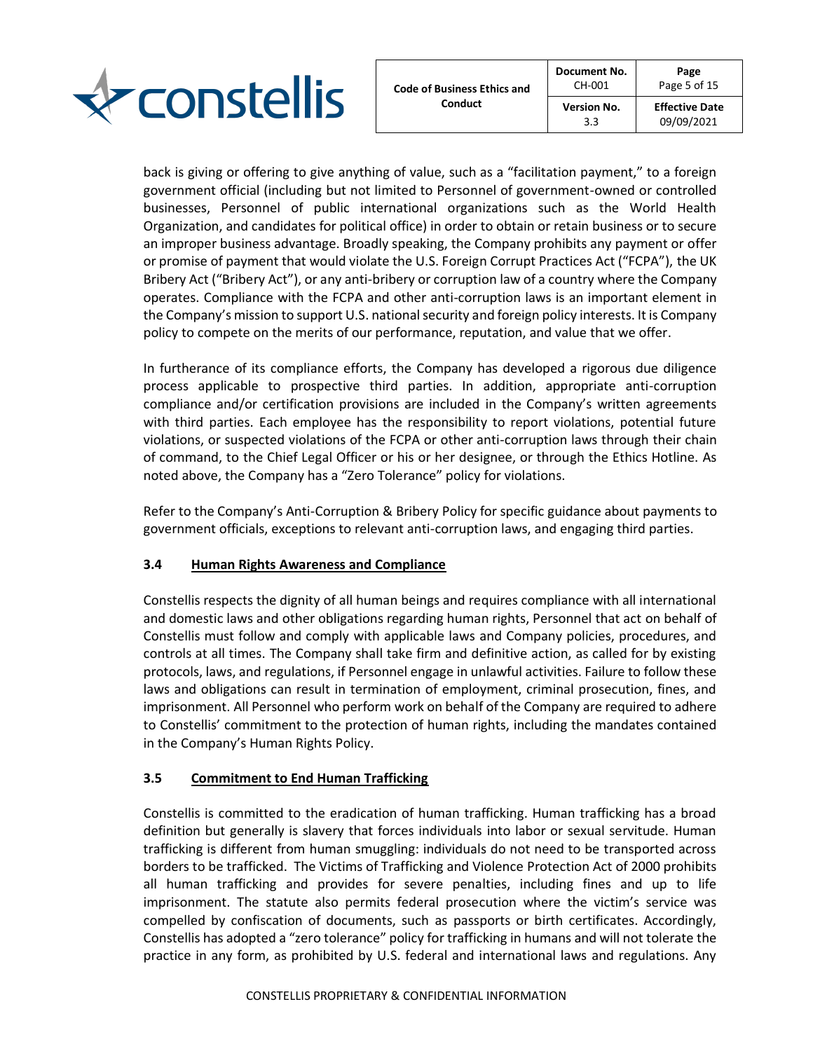back is giving or offering to give anything of value, such as a "facilitation payment," to a foreign government official (including but not limited to Personnel of government-owned or controlled businesses, Personnel of public international organizations such as the World Health Organization, and candidates for political office) in order to obtain or retain business or to secure an improper business advantage. Broadly speaking, the Company prohibits any payment or offer or promise of payment that would violate the U.S. Foreign Corrupt Practices Act ("FCPA"), the UK Bribery Act ("Bribery Act"), or any anti-bribery or corruption law of a country where the Company operates. Compliance with the FCPA and other anti-corruption laws is an important element in the Company's mission to support U.S. national security and foreign policy interests. It is Company policy to compete on the merits of our performance, reputation, and value that we offer.

In furtherance of its compliance efforts, the Company has developed a rigorous due diligence process applicable to prospective third parties. In addition, appropriate anti-corruption compliance and/or certification provisions are included in the Company's written agreements with third parties. Each employee has the responsibility to report violations, potential future violations, or suspected violations of the FCPA or other anti-corruption laws through their chain of command, to the Chief Legal Officer or his or her designee, or through the Ethics Hotline. As noted above, the Company has a "Zero Tolerance" policy for violations.

Refer to the Company's Anti-Corruption & Bribery Policy for specific guidance about payments to government officials, exceptions to relevant anti-corruption laws, and engaging third parties.

### 3.4 Human Rights Awareness and Compliance

Constellis respects the dignity of all human beings and requires compliance with all international and domestic laws and other obligations regarding human rights, Personnel that act on behalf of Constellis must follow and comply with applicable laws and Company policies, procedures, and controls at all times. The Company shall take firm and definitive action, as called for by existing protocols, laws, and regulations, if Personnel engage in unlawful activities. Failure to follow these laws and obligations can result in termination of employment, criminal prosecution, fines, and imprisonment. All Personnel who perform work on behalf of the Company are required to adhere to Constellis' commitment to the protection of human rights, including the mandates contained in the Company's Human Rights Policy.

### 3.5 Commitment to End Human Trafficking

Constellis is committed to the eradication of human trafficking. Human trafficking has a broad definition but generally is slavery that forces individuals into labor or sexual servitude. Human trafficking is different from human smuggling: individuals do not need to be transported across borders to be trafficked. The Victims of Trafficking and Violence Protection Act of 2000 prohibits all human trafficking and provides for severe penalties, including fines and up to life imprisonment. The statute also permits federal prosecution where the victim's service was compelled by confiscation of documents, such as passports or birth certificates. Accordingly, Constellis has adopted a "zero tolerance" policy for trafficking in humans and will not tolerate the practice in any form, as prohibited by U.S. federal and international laws and regulations. Any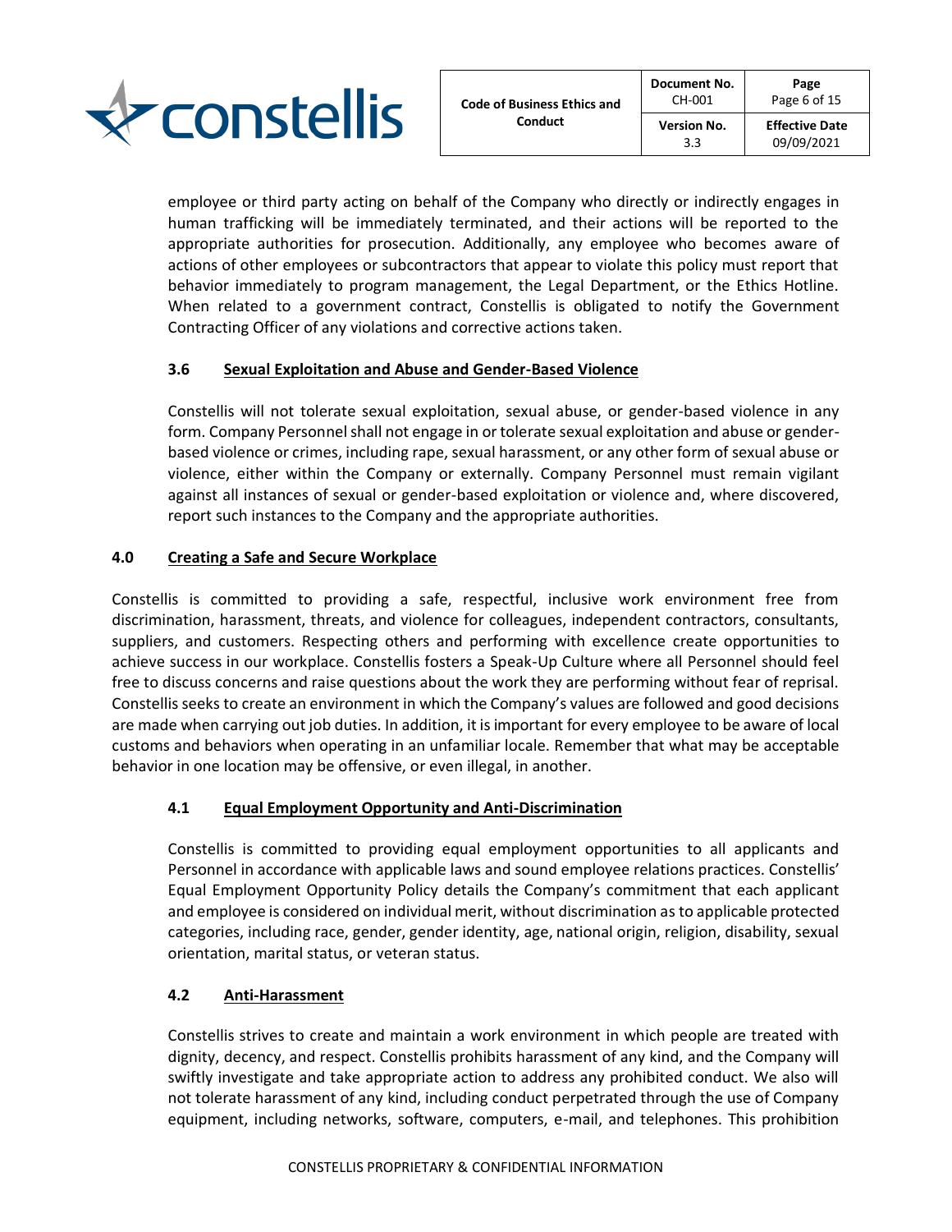employee or third party acting on behalf of the Company who directly or indirectly engages in human trafficking will be immediately terminated, and their actions will be reported to the appropriate authorities for prosecution. Additionally, any employee who becomes aware of actions of other employees or subcontractors that appear to violate this policy must report that behavior immediately to program management, the Legal Department, or the Ethics Hotline. When related to a government contract, Constellis is obligated to notify the Government Contracting Officer of any violations and corrective actions taken.

### 3.6 Sexual Exploitation and Abuse and Gender-Based Violence

Constellis will not tolerate sexual exploitation, sexual abuse, or gender-based violence in any form. Company Personnel shall not engage in or tolerate sexual exploitation and abuse or gender-based violence or crimes, including rape, sexual harassment, or any other form of sexual abuse or violence, either within the Company or externally. Company Personnel must remain vigilant against all instances of sexual or gender-based exploitation or violence and, where discovered, report such instances to the Company and the appropriate authorities.

## 4.0 Creating a Safe and Secure Workplace

Constellis is committed to providing a safe, respectful, inclusive work environment free from discrimination, harassment, threats, and violence for colleagues, independent contractors, consultants, suppliers, and customers. Respecting others and performing with excellence create opportunities to achieve success in our workplace. Constellis fosters a Speak-Up Culture where all Personnel should feel free to discuss concerns and raise questions about the work they are performing without fear of reprisal. Constellis seeks to create an environment in which the Company's values are followed and good decisions are made when carrying out job duties. In addition, it is important for every employee to be aware of local customs and behaviors when operating in an unfamiliar locale. Remember that what may be acceptable behavior in one location may be offensive, or even illegal, in another.

### 4.1 Equal Employment Opportunity and Anti-Discrimination

Constellis is committed to providing equal employment opportunities to all applicants and Personnel in accordance with applicable laws and sound employee relations practices. Constellis' Equal Employment Opportunity Policy details the Company's commitment that each applicant and employee is considered on individual merit, without discrimination as to applicable protected categories, including race, gender, gender identity, age, national origin, religion, disability, sexual orientation, marital status, or veteran status.

### 4.2 Anti-Harassment

Constellis strives to create and maintain a work environment in which people are treated with dignity, decency, and respect. Constellis prohibits harassment of any kind, and the Company will swiftly investigate and take appropriate action to address any prohibited conduct. We also will not tolerate harassment of any kind, including conduct perpetrated through the use of Company equipment, including networks, software, computers, e-mail, and telephones. This prohibition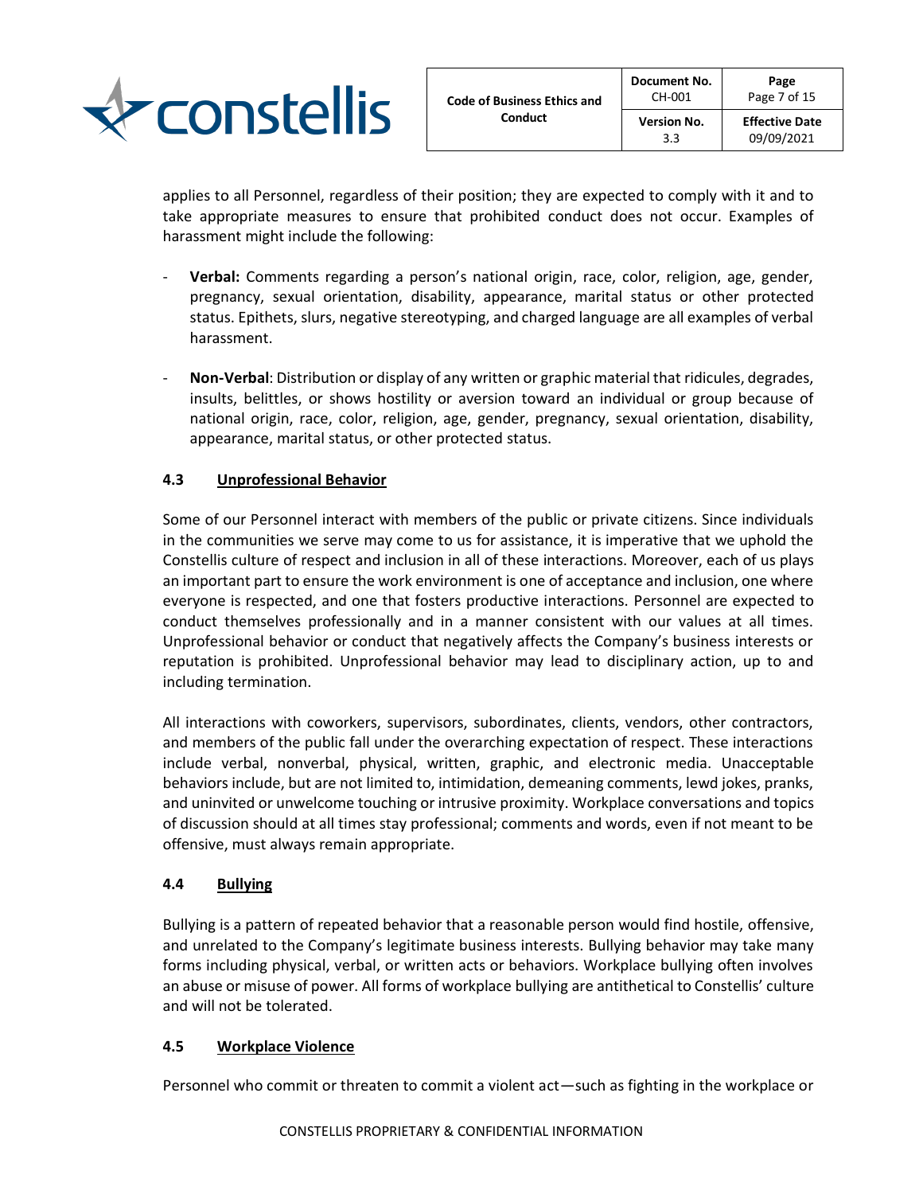applies to all Personnel, regardless of their position; they are expected to comply with it and to take appropriate measures to ensure that prohibited conduct does not occur. Examples of harassment might include the following:

- **Verbal:** Comments regarding a person's national origin, race, color, religion, age, gender, pregnancy, sexual orientation, disability, appearance, marital status or other protected status. Epithets, slurs, negative stereotyping, and charged language are all examples of verbal harassment.

- **Non-Verbal**: Distribution or display of any written or graphic material that ridicules, degrades, insults, belittles, or shows hostility or aversion toward an individual or group because of national origin, race, color, religion, age, gender, pregnancy, sexual orientation, disability, appearance, marital status, or other protected status.

### 4.3 Unprofessional Behavior

Some of our Personnel interact with members of the public or private citizens. Since individuals in the communities we serve may come to us for assistance, it is imperative that we uphold the Constellis culture of respect and inclusion in all of these interactions. Moreover, each of us plays an important part to ensure the work environment is one of acceptance and inclusion, one where everyone is respected, and one that fosters productive interactions. Personnel are expected to conduct themselves professionally and in a manner consistent with our values at all times. Unprofessional behavior or conduct that negatively affects the Company's business interests or reputation is prohibited. Unprofessional behavior may lead to disciplinary action, up to and including termination.

All interactions with coworkers, supervisors, subordinates, clients, vendors, other contractors, and members of the public fall under the overarching expectation of respect. These interactions include verbal, nonverbal, physical, written, graphic, and electronic media. Unacceptable behaviors include, but are not limited to, intimidation, demeaning comments, lewd jokes, pranks, and uninvited or unwelcome touching or intrusive proximity. Workplace conversations and topics of discussion should at all times stay professional; comments and words, even if not meant to be offensive, must always remain appropriate.

### 4.4 Bullying

Bullying is a pattern of repeated behavior that a reasonable person would find hostile, offensive, and unrelated to the Company's legitimate business interests. Bullying behavior may take many forms including physical, verbal, or written acts or behaviors. Workplace bullying often involves an abuse or misuse of power. All forms of workplace bullying are antithetical to Constellis' culture and will not be tolerated.

### 4.5 Workplace Violence

Personnel who commit or threaten to commit a violent act—such as fighting in the workplace or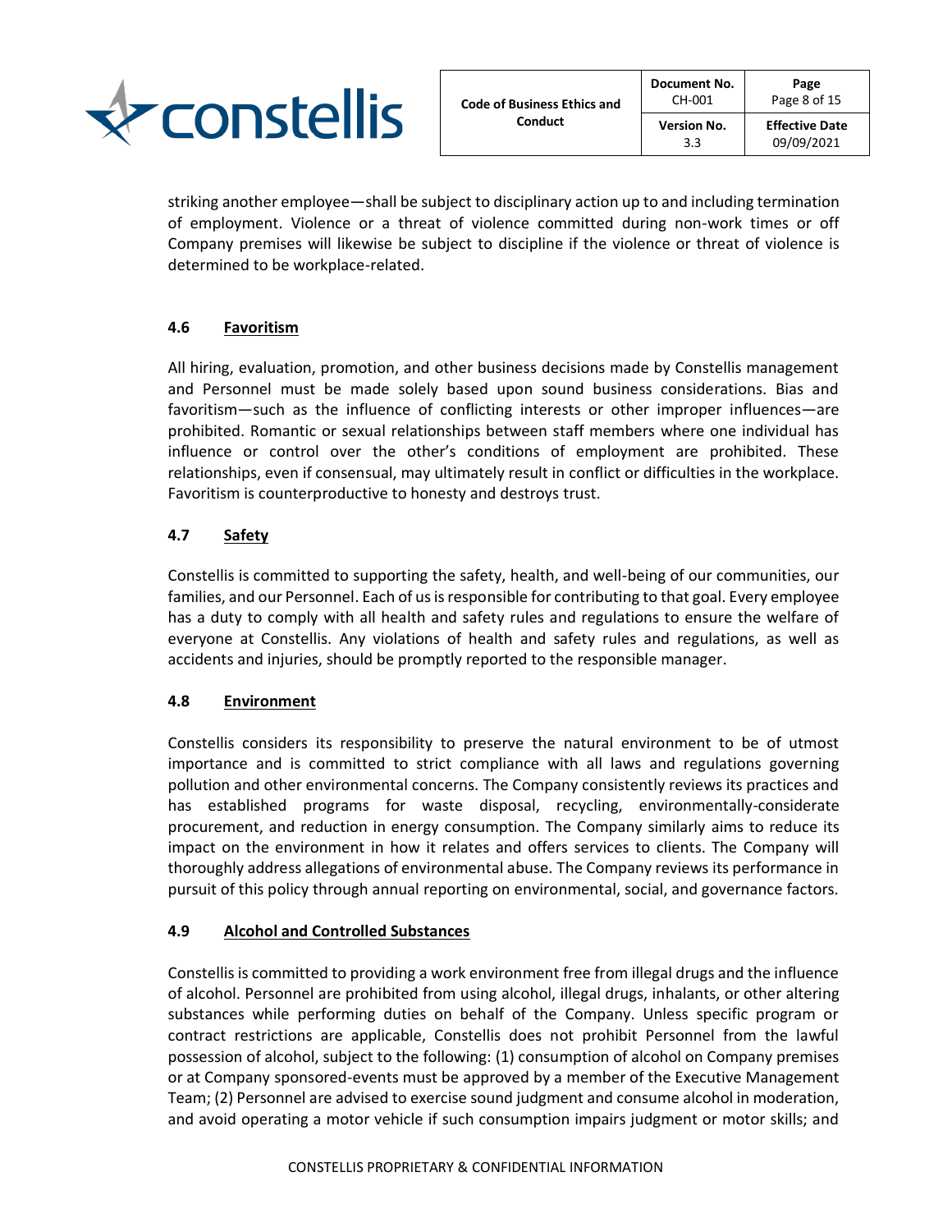striking another employee—shall be subject to disciplinary action up to and including termination of employment. Violence or a threat of violence committed during non-work times or off Company premises will likewise be subject to discipline if the violence or threat of violence is determined to be workplace-related.

### 4.6 Favoritism

All hiring, evaluation, promotion, and other business decisions made by Constellis management and Personnel must be made solely based upon sound business considerations. Bias and favoritism—such as the influence of conflicting interests or other improper influences—are prohibited. Romantic or sexual relationships between staff members where one individual has influence or control over the other's conditions of employment are prohibited. These relationships, even if consensual, may ultimately result in conflict or difficulties in the workplace. Favoritism is counterproductive to honesty and destroys trust.

### 4.7 Safety

Constellis is committed to supporting the safety, health, and well-being of our communities, our families, and our Personnel. Each of us is responsible for contributing to that goal. Every employee has a duty to comply with all health and safety rules and regulations to ensure the welfare of everyone at Constellis. Any violations of health and safety rules and regulations, as well as accidents and injuries, should be promptly reported to the responsible manager.

### 4.8 Environment

Constellis considers its responsibility to preserve the natural environment to be of utmost importance and is committed to strict compliance with all laws and regulations governing pollution and other environmental concerns. The Company consistently reviews its practices and has established programs for waste disposal, recycling, environmentally-considerate procurement, and reduction in energy consumption. The Company similarly aims to reduce its impact on the environment in how it relates and offers services to clients. The Company will thoroughly address allegations of environmental abuse. The Company reviews its performance in pursuit of this policy through annual reporting on environmental, social, and governance factors.

### 4.9 Alcohol and Controlled Substances

Constellis is committed to providing a work environment free from illegal drugs and the influence of alcohol. Personnel are prohibited from using alcohol, illegal drugs, inhalants, or other altering substances while performing duties on behalf of the Company. Unless specific program or contract restrictions are applicable, Constellis does not prohibit Personnel from the lawful possession of alcohol, subject to the following: (1) consumption of alcohol on Company premises or at Company sponsored-events must be approved by a member of the Executive Management Team; (2) Personnel are advised to exercise sound judgment and consume alcohol in moderation, and avoid operating a motor vehicle if such consumption impairs judgment or motor skills; and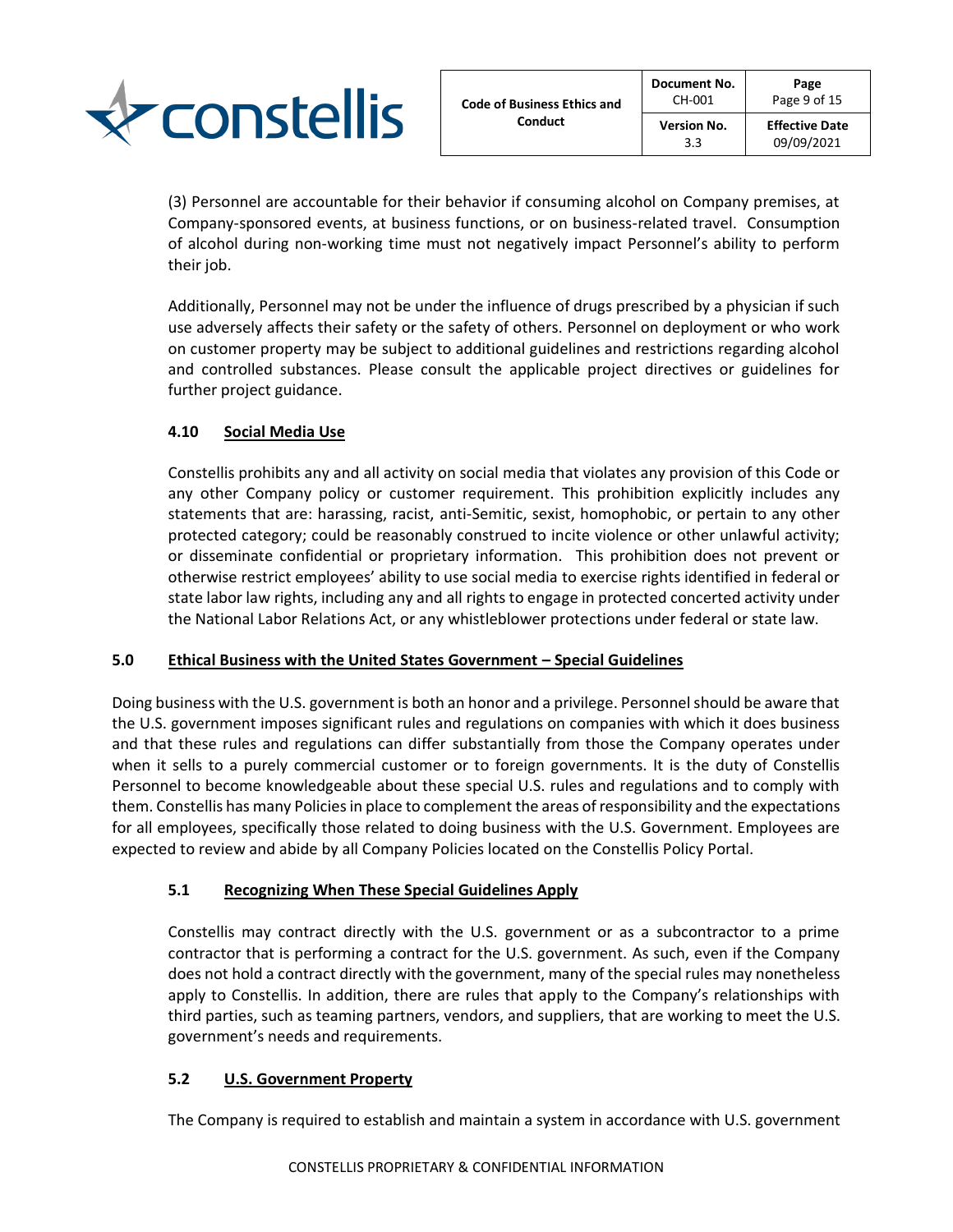(3) Personnel are accountable for their behavior if consuming alcohol on Company premises, at Company-sponsored events, at business functions, or on business-related travel. Consumption of alcohol during non-working time must not negatively impact Personnel's ability to perform their job.

Additionally, Personnel may not be under the influence of drugs prescribed by a physician if such use adversely affects their safety or the safety of others. Personnel on deployment or who work on customer property may be subject to additional guidelines and restrictions regarding alcohol and controlled substances. Please consult the applicable project directives or guidelines for further project guidance.

### 4.10 Social Media Use

Constellis prohibits any and all activity on social media that violates any provision of this Code or any other Company policy or customer requirement. This prohibition explicitly includes any statements that are: harassing, racist, anti-Semitic, sexist, homophobic, or pertain to any other protected category; could be reasonably construed to incite violence or other unlawful activity; or disseminate confidential or proprietary information. This prohibition does not prevent or otherwise restrict employees' ability to use social media to exercise rights identified in federal or state labor law rights, including any and all rights to engage in protected concerted activity under the National Labor Relations Act, or any whistleblower protections under federal or state law.

## 5.0 Ethical Business with the United States Government – Special Guidelines

Doing business with the U.S. government is both an honor and a privilege. Personnel should be aware that the U.S. government imposes significant rules and regulations on companies with which it does business and that these rules and regulations can differ substantially from those the Company operates under when it sells to a purely commercial customer or to foreign governments. It is the duty of Constellis Personnel to become knowledgeable about these special U.S. rules and regulations and to comply with them. Constellis has many Policies in place to complement the areas of responsibility and the expectations for all employees, specifically those related to doing business with the U.S. Government. Employees are expected to review and abide by all Company Policies located on the Constellis Policy Portal.

### 5.1 Recognizing When These Special Guidelines Apply

Constellis may contract directly with the U.S. government or as a subcontractor to a prime contractor that is performing a contract for the U.S. government. As such, even if the Company does not hold a contract directly with the government, many of the special rules may nonetheless apply to Constellis. In addition, there are rules that apply to the Company's relationships with third parties, such as teaming partners, vendors, and suppliers, that are working to meet the U.S. government's needs and requirements.

### 5.2 U.S. Government Property

The Company is required to establish and maintain a system in accordance with U.S. government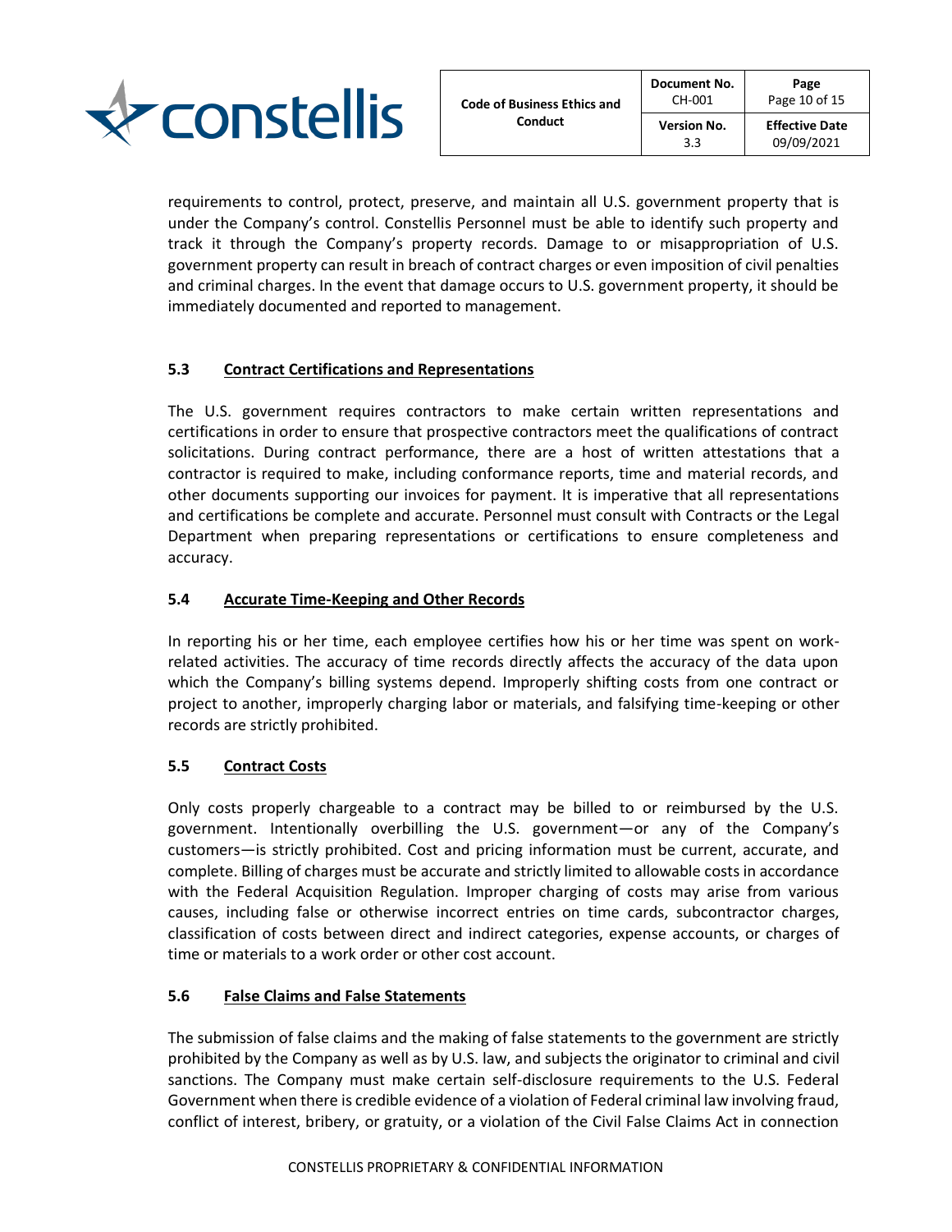requirements to control, protect, preserve, and maintain all U.S. government property that is under the Company's control. Constellis Personnel must be able to identify such property and track it through the Company's property records. Damage to or misappropriation of U.S. government property can result in breach of contract charges or even imposition of civil penalties and criminal charges. In the event that damage occurs to U.S. government property, it should be immediately documented and reported to management.

### 5.3 Contract Certifications and Representations

The U.S. government requires contractors to make certain written representations and certifications in order to ensure that prospective contractors meet the qualifications of contract solicitations. During contract performance, there are a host of written attestations that a contractor is required to make, including conformance reports, time and material records, and other documents supporting our invoices for payment. It is imperative that all representations and certifications be complete and accurate. Personnel must consult with Contracts or the Legal Department when preparing representations or certifications to ensure completeness and accuracy.

### 5.4 Accurate Time-Keeping and Other Records

In reporting his or her time, each employee certifies how his or her time was spent on work-related activities. The accuracy of time records directly affects the accuracy of the data upon which the Company's billing systems depend. Improperly shifting costs from one contract or project to another, improperly charging labor or materials, and falsifying time-keeping or other records are strictly prohibited.

### 5.5 Contract Costs

Only costs properly chargeable to a contract may be billed to or reimbursed by the U.S. government. Intentionally overbilling the U.S. government—or any of the Company's customers—is strictly prohibited. Cost and pricing information must be current, accurate, and complete. Billing of charges must be accurate and strictly limited to allowable costs in accordance with the Federal Acquisition Regulation. Improper charging of costs may arise from various causes, including false or otherwise incorrect entries on time cards, subcontractor charges, classification of costs between direct and indirect categories, expense accounts, or charges of time or materials to a work order or other cost account.

### 5.6 False Claims and False Statements

The submission of false claims and the making of false statements to the government are strictly prohibited by the Company as well as by U.S. law, and subjects the originator to criminal and civil sanctions. The Company must make certain self-disclosure requirements to the U.S. Federal Government when there is credible evidence of a violation of Federal criminal law involving fraud, conflict of interest, bribery, or gratuity, or a violation of the Civil False Claims Act in connection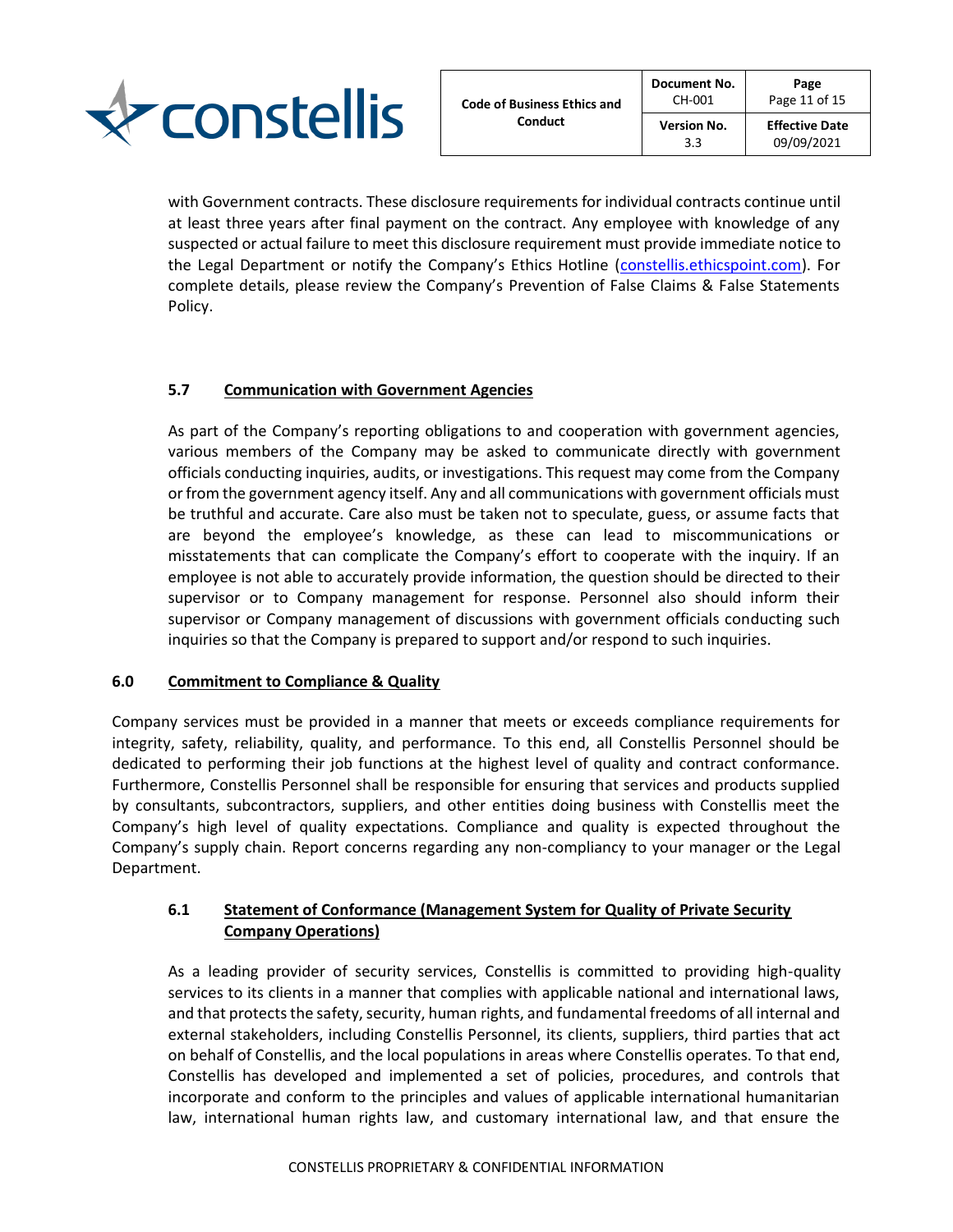with Government contracts. These disclosure requirements for individual contracts continue until at least three years after final payment on the contract. Any employee with knowledge of any suspected or actual failure to meet this disclosure requirement must provide immediate notice to the Legal Department or notify the Company's Ethics Hotline (constellis.ethicspoint.com). For complete details, please review the Company's Prevention of False Claims & False Statements Policy.

### 5.7 Communication with Government Agencies

As part of the Company's reporting obligations to and cooperation with government agencies, various members of the Company may be asked to communicate directly with government officials conducting inquiries, audits, or investigations. This request may come from the Company or from the government agency itself. Any and all communications with government officials must be truthful and accurate. Care also must be taken not to speculate, guess, or assume facts that are beyond the employee's knowledge, as these can lead to miscommunications or misstatements that can complicate the Company's effort to cooperate with the inquiry. If an employee is not able to accurately provide information, the question should be directed to their supervisor or to Company management for response. Personnel also should inform their supervisor or Company management of discussions with government officials conducting such inquiries so that the Company is prepared to support and/or respond to such inquiries.

## 6.0 Commitment to Compliance & Quality

Company services must be provided in a manner that meets or exceeds compliance requirements for integrity, safety, reliability, quality, and performance. To this end, all Constellis Personnel should be dedicated to performing their job functions at the highest level of quality and contract conformance. Furthermore, Constellis Personnel shall be responsible for ensuring that services and products supplied by consultants, subcontractors, suppliers, and other entities doing business with Constellis meet the Company's high level of quality expectations. Compliance and quality is expected throughout the Company's supply chain. Report concerns regarding any non-compliancy to your manager or the Legal Department.

### 6.1 Statement of Conformance (Management System for Quality of Private Security Company Operations)

As a leading provider of security services, Constellis is committed to providing high-quality services to its clients in a manner that complies with applicable national and international laws, and that protects the safety, security, human rights, and fundamental freedoms of all internal and external stakeholders, including Constellis Personnel, its clients, suppliers, third parties that act on behalf of Constellis, and the local populations in areas where Constellis operates. To that end, Constellis has developed and implemented a set of policies, procedures, and controls that incorporate and conform to the principles and values of applicable international humanitarian law, international human rights law, and customary international law, and that ensure the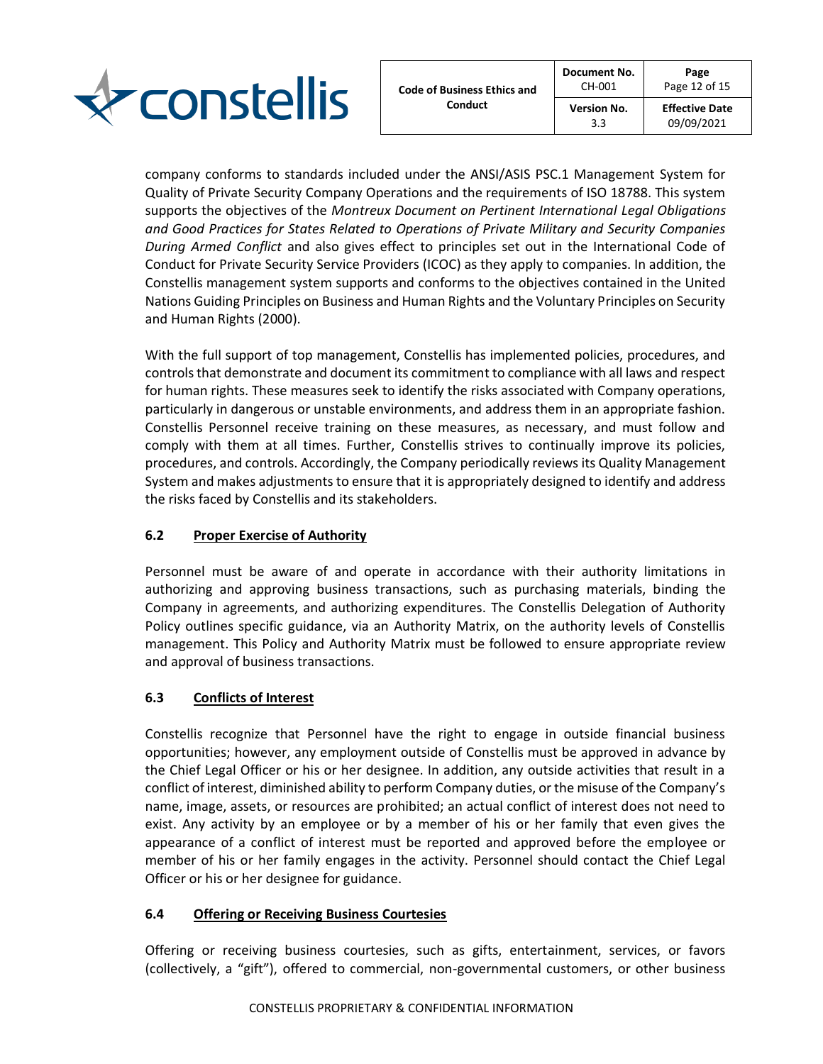company conforms to standards included under the ANSI/ASIS PSC.1 Management System for Quality of Private Security Company Operations and the requirements of ISO 18788. This system supports the objectives of the *Montreux Document on Pertinent International Legal Obligations and Good Practices for States Related to Operations of Private Military and Security Companies During Armed Conflict* and also gives effect to principles set out in the International Code of Conduct for Private Security Service Providers (ICOC) as they apply to companies. In addition, the Constellis management system supports and conforms to the objectives contained in the United Nations Guiding Principles on Business and Human Rights and the Voluntary Principles on Security and Human Rights (2000).

With the full support of top management, Constellis has implemented policies, procedures, and controls that demonstrate and document its commitment to compliance with all laws and respect for human rights. These measures seek to identify the risks associated with Company operations, particularly in dangerous or unstable environments, and address them in an appropriate fashion. Constellis Personnel receive training on these measures, as necessary, and must follow and comply with them at all times. Further, Constellis strives to continually improve its policies, procedures, and controls. Accordingly, the Company periodically reviews its Quality Management System and makes adjustments to ensure that it is appropriately designed to identify and address the risks faced by Constellis and its stakeholders.

### 6.2 Proper Exercise of Authority

Personnel must be aware of and operate in accordance with their authority limitations in authorizing and approving business transactions, such as purchasing materials, binding the Company in agreements, and authorizing expenditures. The Constellis Delegation of Authority Policy outlines specific guidance, via an Authority Matrix, on the authority levels of Constellis management. This Policy and Authority Matrix must be followed to ensure appropriate review and approval of business transactions.

### 6.3 Conflicts of Interest

Constellis recognize that Personnel have the right to engage in outside financial business opportunities; however, any employment outside of Constellis must be approved in advance by the Chief Legal Officer or his or her designee. In addition, any outside activities that result in a conflict of interest, diminished ability to perform Company duties, or the misuse of the Company's name, image, assets, or resources are prohibited; an actual conflict of interest does not need to exist. Any activity by an employee or by a member of his or her family that even gives the appearance of a conflict of interest must be reported and approved before the employee or member of his or her family engages in the activity. Personnel should contact the Chief Legal Officer or his or her designee for guidance.

### 6.4 Offering or Receiving Business Courtesies

Offering or receiving business courtesies, such as gifts, entertainment, services, or favors (collectively, a "gift"), offered to commercial, non-governmental customers, or other business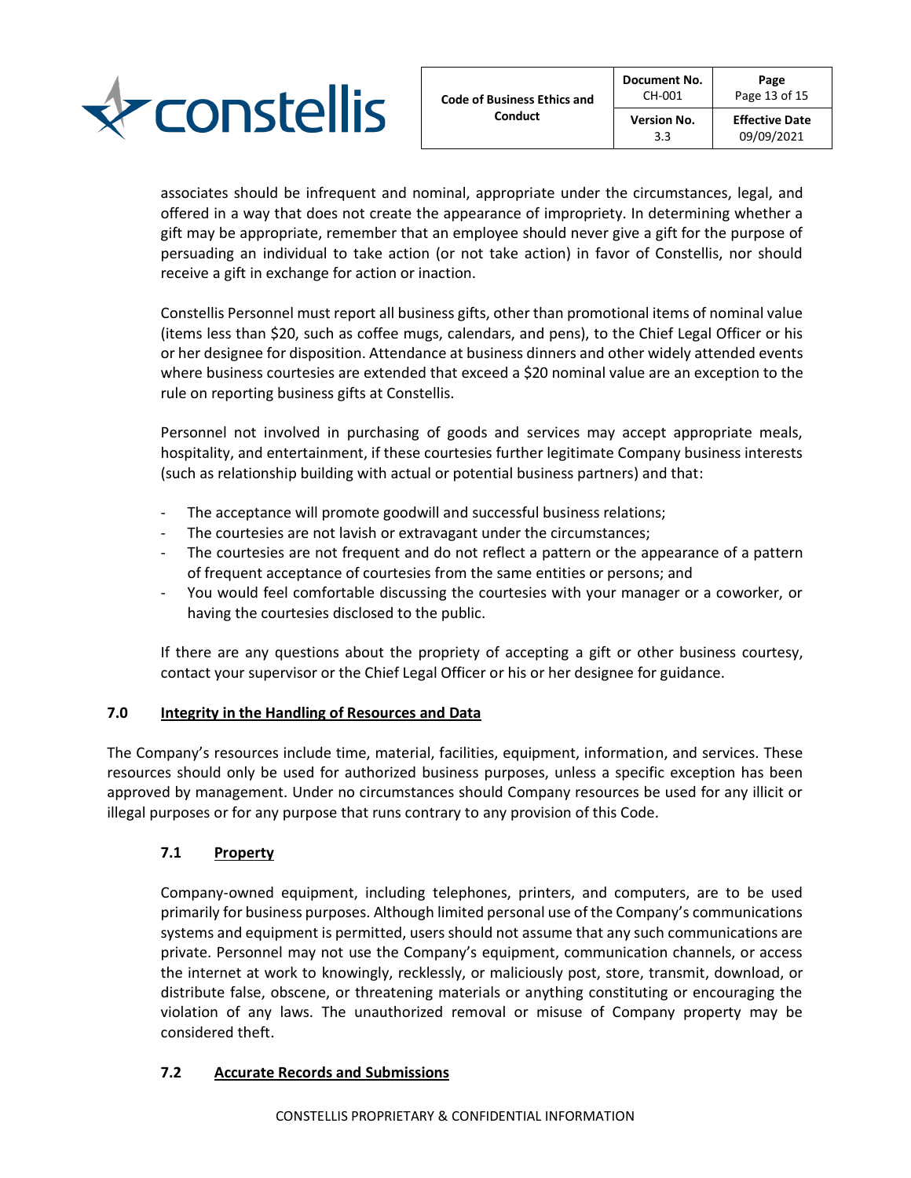associates should be infrequent and nominal, appropriate under the circumstances, legal, and offered in a way that does not create the appearance of impropriety. In determining whether a gift may be appropriate, remember that an employee should never give a gift for the purpose of persuading an individual to take action (or not take action) in favor of Constellis, nor should receive a gift in exchange for action or inaction.

Constellis Personnel must report all business gifts, other than promotional items of nominal value (items less than $20, such as coffee mugs, calendars, and pens), to the Chief Legal Officer or his or her designee for disposition. Attendance at business dinners and other widely attended events where business courtesies are extended that exceed a $20 nominal value are an exception to the rule on reporting business gifts at Constellis.

Personnel not involved in purchasing of goods and services may accept appropriate meals, hospitality, and entertainment, if these courtesies further legitimate Company business interests (such as relationship building with actual or potential business partners) and that:

- The acceptance will promote goodwill and successful business relations;
- The courtesies are not lavish or extravagant under the circumstances;
- The courtesies are not frequent and do not reflect a pattern or the appearance of a pattern of frequent acceptance of courtesies from the same entities or persons; and
- You would feel comfortable discussing the courtesies with your manager or a coworker, or having the courtesies disclosed to the public.

If there are any questions about the propriety of accepting a gift or other business courtesy, contact your supervisor or the Chief Legal Officer or his or her designee for guidance.

## 7.0 Integrity in the Handling of Resources and Data

The Company's resources include time, material, facilities, equipment, information, and services. These resources should only be used for authorized business purposes, unless a specific exception has been approved by management. Under no circumstances should Company resources be used for any illicit or illegal purposes or for any purpose that runs contrary to any provision of this Code.

### 7.1 Property

Company-owned equipment, including telephones, printers, and computers, are to be used primarily for business purposes. Although limited personal use of the Company's communications systems and equipment is permitted, users should not assume that any such communications are private. Personnel may not use the Company's equipment, communication channels, or access the internet at work to knowingly, recklessly, or maliciously post, store, transmit, download, or distribute false, obscene, or threatening materials or anything constituting or encouraging the violation of any laws. The unauthorized removal or misuse of Company property may be considered theft.

### 7.2 Accurate Records and Submissions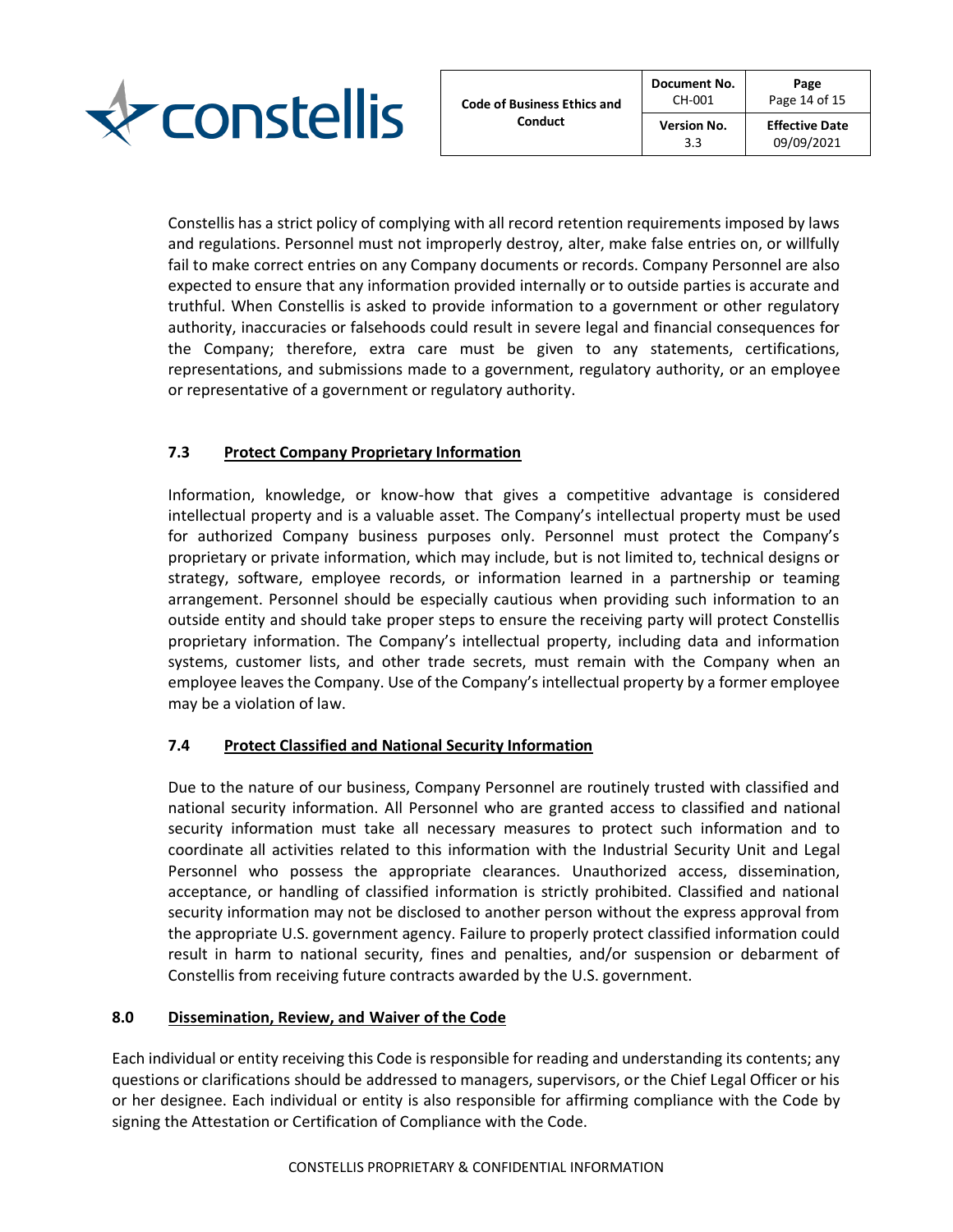Constellis has a strict policy of complying with all record retention requirements imposed by laws and regulations. Personnel must not improperly destroy, alter, make false entries on, or willfully fail to make correct entries on any Company documents or records. Company Personnel are also expected to ensure that any information provided internally or to outside parties is accurate and truthful. When Constellis is asked to provide information to a government or other regulatory authority, inaccuracies or falsehoods could result in severe legal and financial consequences for the Company; therefore, extra care must be given to any statements, certifications, representations, and submissions made to a government, regulatory authority, or an employee or representative of a government or regulatory authority.

### 7.3 Protect Company Proprietary Information

Information, knowledge, or know-how that gives a competitive advantage is considered intellectual property and is a valuable asset. The Company's intellectual property must be used for authorized Company business purposes only. Personnel must protect the Company's proprietary or private information, which may include, but is not limited to, technical designs or strategy, software, employee records, or information learned in a partnership or teaming arrangement. Personnel should be especially cautious when providing such information to an outside entity and should take proper steps to ensure the receiving party will protect Constellis proprietary information. The Company's intellectual property, including data and information systems, customer lists, and other trade secrets, must remain with the Company when an employee leaves the Company. Use of the Company's intellectual property by a former employee may be a violation of law.

### 7.4 Protect Classified and National Security Information

Due to the nature of our business, Company Personnel are routinely trusted with classified and national security information. All Personnel who are granted access to classified and national security information must take all necessary measures to protect such information and to coordinate all activities related to this information with the Industrial Security Unit and Legal Personnel who possess the appropriate clearances. Unauthorized access, dissemination, acceptance, or handling of classified information is strictly prohibited. Classified and national security information may not be disclosed to another person without the express approval from the appropriate U.S. government agency. Failure to properly protect classified information could result in harm to national security, fines and penalties, and/or suspension or debarment of Constellis from receiving future contracts awarded by the U.S. government.

## 8.0 Dissemination, Review, and Waiver of the Code

Each individual or entity receiving this Code is responsible for reading and understanding its contents; any questions or clarifications should be addressed to managers, supervisors, or the Chief Legal Officer or his or her designee. Each individual or entity is also responsible for affirming compliance with the Code by signing the Attestation or Certification of Compliance with the Code.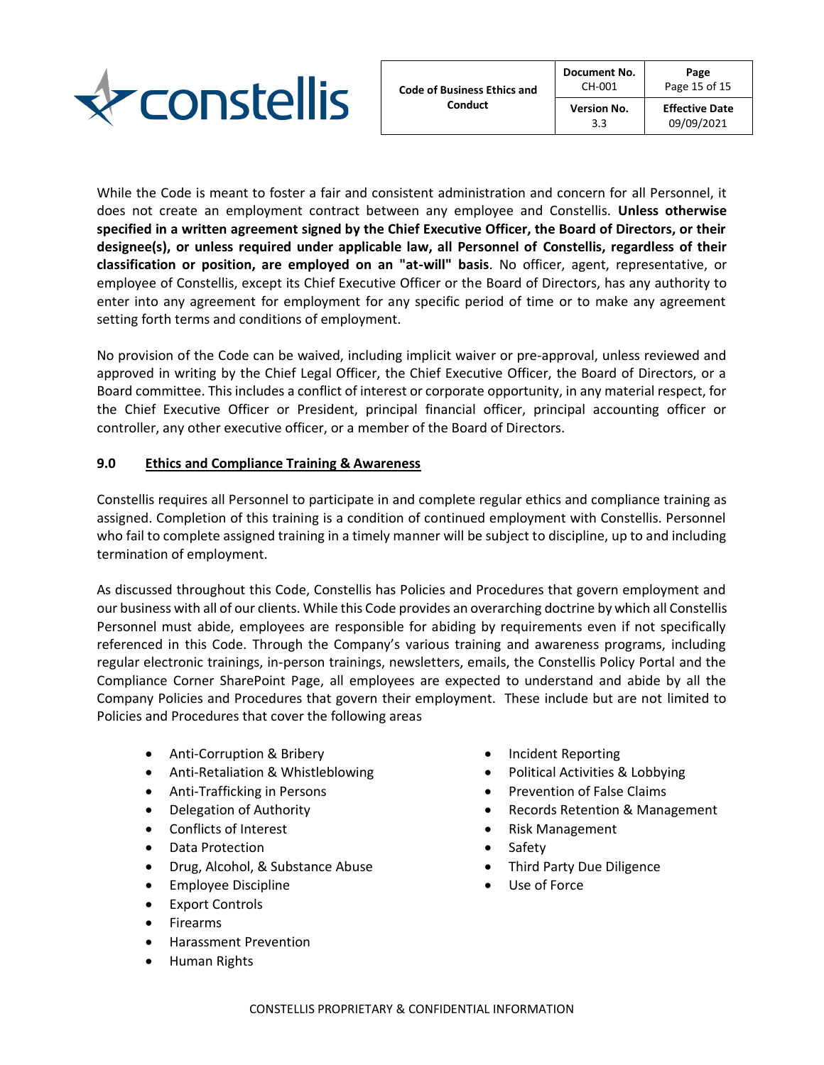While the Code is meant to foster a fair and consistent administration and concern for all Personnel, it does not create an employment contract between any employee and Constellis. **Unless otherwise specified in a written agreement signed by the Chief Executive Officer, the Board of Directors, or their designee(s), or unless required under applicable law, all Personnel of Constellis, regardless of their classification or position, are employed on an "at-will" basis**. No officer, agent, representative, or employee of Constellis, except its Chief Executive Officer or the Board of Directors, has any authority to enter into any agreement for employment for any specific period of time or to make any agreement setting forth terms and conditions of employment.

No provision of the Code can be waived, including implicit waiver or pre-approval, unless reviewed and approved in writing by the Chief Legal Officer, the Chief Executive Officer, the Board of Directors, or a Board committee. This includes a conflict of interest or corporate opportunity, in any material respect, for the Chief Executive Officer or President, principal financial officer, principal accounting officer or controller, any other executive officer, or a member of the Board of Directors.

## 9.0 Ethics and Compliance Training & Awareness

Constellis requires all Personnel to participate in and complete regular ethics and compliance training as assigned. Completion of this training is a condition of continued employment with Constellis. Personnel who fail to complete assigned training in a timely manner will be subject to discipline, up to and including termination of employment.

As discussed throughout this Code, Constellis has Policies and Procedures that govern employment and our business with all of our clients. While this Code provides an overarching doctrine by which all Constellis Personnel must abide, employees are responsible for abiding by requirements even if not specifically referenced in this Code. Through the Company's various training and awareness programs, including regular electronic trainings, in-person trainings, newsletters, emails, the Constellis Policy Portal and the Compliance Corner SharePoint Page, all employees are expected to understand and abide by all the Company Policies and Procedures that govern their employment. These include but are not limited to Policies and Procedures that cover the following areas

- Anti-Corruption & Bribery
- Anti-Retaliation & Whistleblowing
- Anti-Trafficking in Persons
- Delegation of Authority
- Conflicts of Interest
- Data Protection
- Drug, Alcohol, & Substance Abuse
- Employee Discipline
- Export Controls
- Firearms
- Harassment Prevention
- Human Rights
- Incident Reporting
- Political Activities & Lobbying
- Prevention of False Claims
- Records Retention & Management
- Risk Management
- Safety
- Third Party Due Diligence
- Use of Force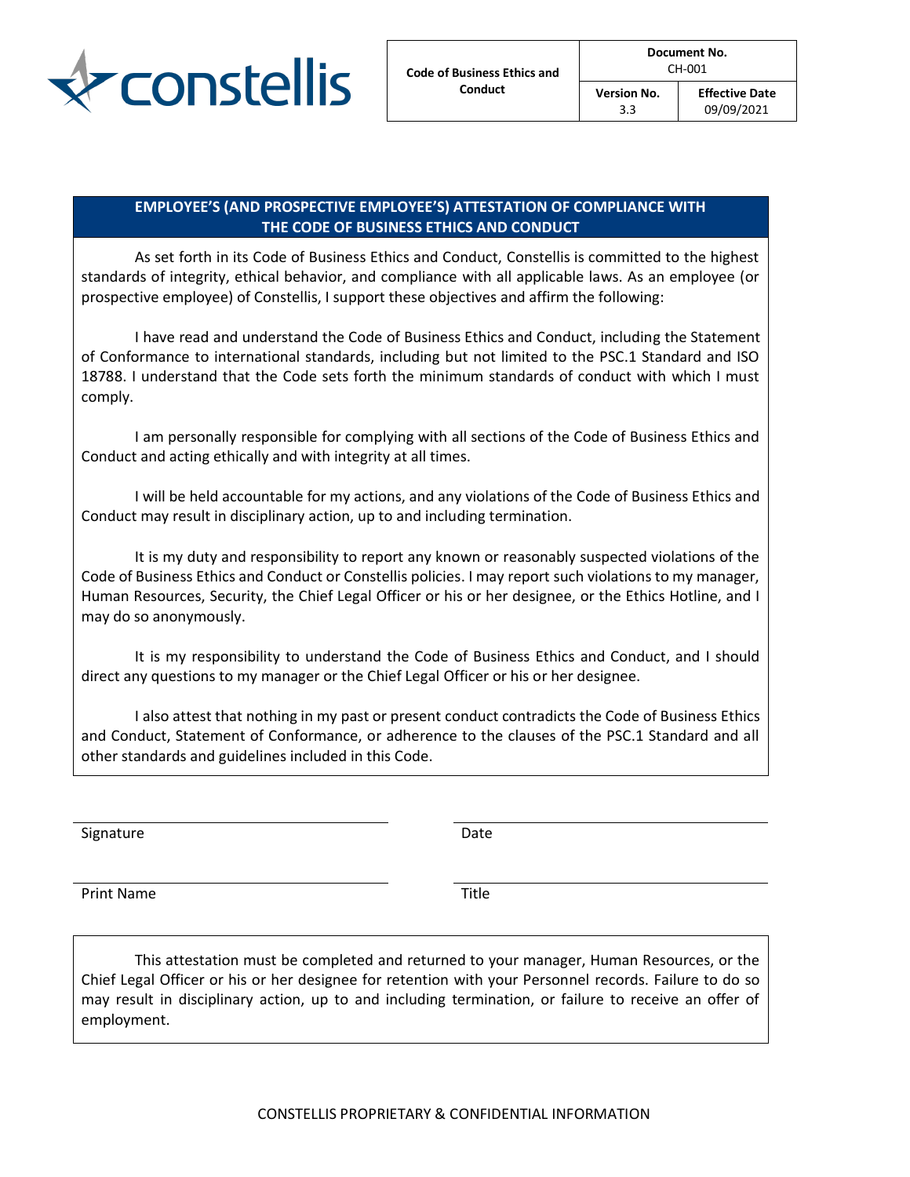## EMPLOYEE'S (AND PROSPECTIVE EMPLOYEE'S) ATTESTATION OF COMPLIANCE WITH THE CODE OF BUSINESS ETHICS AND CONDUCT

As set forth in its Code of Business Ethics and Conduct, Constellis is committed to the highest standards of integrity, ethical behavior, and compliance with all applicable laws. As an employee (or prospective employee) of Constellis, I support these objectives and affirm the following:

I have read and understand the Code of Business Ethics and Conduct, including the Statement of Conformance to international standards, including but not limited to the PSC.1 Standard and ISO 18788. I understand that the Code sets forth the minimum standards of conduct with which I must comply.

I am personally responsible for complying with all sections of the Code of Business Ethics and Conduct and acting ethically and with integrity at all times.

I will be held accountable for my actions, and any violations of the Code of Business Ethics and Conduct may result in disciplinary action, up to and including termination.

It is my duty and responsibility to report any known or reasonably suspected violations of the Code of Business Ethics and Conduct or Constellis policies. I may report such violations to my manager, Human Resources, Security, the Chief Legal Officer or his or her designee, or the Ethics Hotline, and I may do so anonymously.

It is my responsibility to understand the Code of Business Ethics and Conduct, and I should direct any questions to my manager or the Chief Legal Officer or his or her designee.

I also attest that nothing in my past or present conduct contradicts the Code of Business Ethics and Conduct, Statement of Conformance, or adherence to the clauses of the PSC.1 Standard and all other standards and guidelines included in this Code.

| | |
|---|---|
| ______________________ | ______________________ |
| Signature | Date |
| ______________________ | ______________________ |
| Print Name | Title |

This attestation must be completed and returned to your manager, Human Resources, or the Chief Legal Officer or his or her designee for retention with your Personnel records. Failure to do so may result in disciplinary action, up to and including termination, or failure to receive an offer of employment.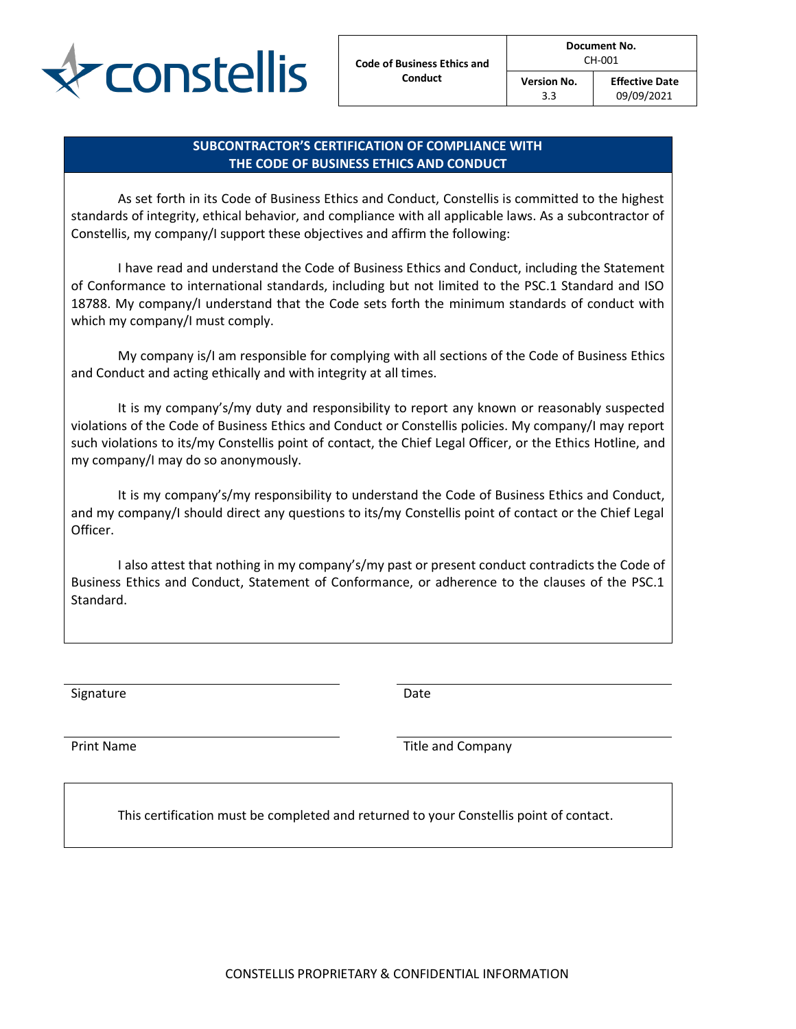## SUBCONTRACTOR'S CERTIFICATION OF COMPLIANCE WITH THE CODE OF BUSINESS ETHICS AND CONDUCT

As set forth in its Code of Business Ethics and Conduct, Constellis is committed to the highest standards of integrity, ethical behavior, and compliance with all applicable laws. As a subcontractor of Constellis, my company/I support these objectives and affirm the following:

I have read and understand the Code of Business Ethics and Conduct, including the Statement of Conformance to international standards, including but not limited to the PSC.1 Standard and ISO 18788. My company/I understand that the Code sets forth the minimum standards of conduct with which my company/I must comply.

My company is/I am responsible for complying with all sections of the Code of Business Ethics and Conduct and acting ethically and with integrity at all times.

It is my company's/my duty and responsibility to report any known or reasonably suspected violations of the Code of Business Ethics and Conduct or Constellis policies. My company/I may report such violations to its/my Constellis point of contact, the Chief Legal Officer, or the Ethics Hotline, and my company/I may do so anonymously.

It is my company's/my responsibility to understand the Code of Business Ethics and Conduct, and my company/I should direct any questions to its/my Constellis point of contact or the Chief Legal Officer.

I also attest that nothing in my company's/my past or present conduct contradicts the Code of Business Ethics and Conduct, Statement of Conformance, or adherence to the clauses of the PSC.1 Standard.

| | |
|---|---|
| Signature | Date |
| Print Name | Title and Company |

This certification must be completed and returned to your Constellis point of contact.